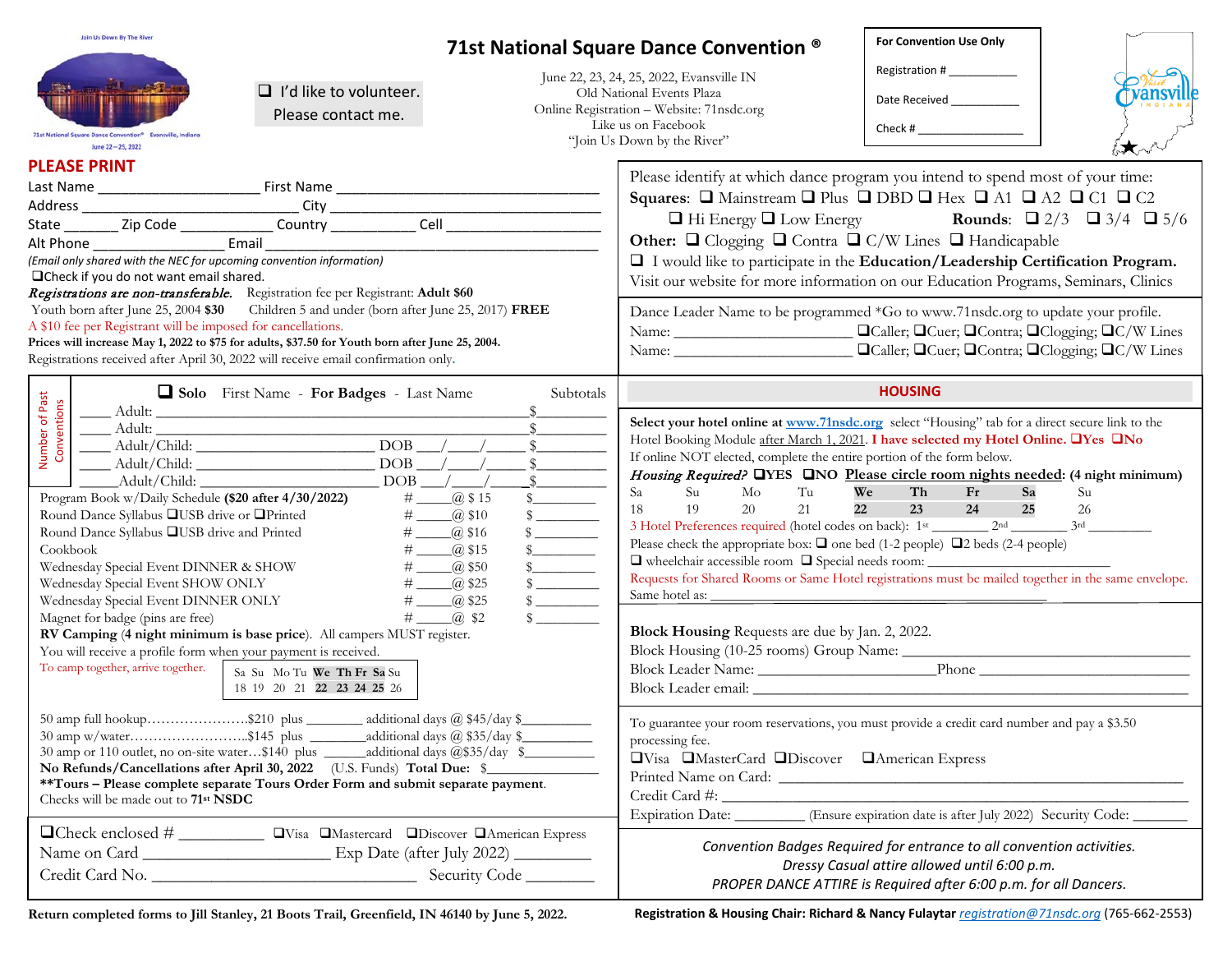Join Us Down By The River

71st National Square Dance Convention® Evansville, Indiana June 22—25, 2022

❑ I'd like to volunteer. Please contact me.

# 71st National Square Dance Convention ®

June 22, 23, 24, 25, 2022, Evansville IN
Old National Events Plaza
Online Registration – Website: 71nsdc.org
Like us on Facebook
"Join Us Down by the River"

**For Convention Use Only**

Registration # ___________

Date Received ___________

Check # _________________

Visit Evansville INDIANA

## PLEASE PRINT

Last Name ____________________ First Name ________________________________
Address ________________________ City ____________________________________
State _______ Zip Code ___________ Country __________ Cell ___________________
Alt Phone ________________ Email ___________________________________________

*(Email only shared with the NEC for upcoming convention information)*

❑Check if you do not want email shared.

***Registrations are non-transferable.*** Registration fee per Registrant: **Adult $60**
Youth born after June 25, 2004 **$30** Children 5 and under (born after June 25, 2017) **FREE**
A $10 fee per Registrant will be imposed for cancellations.
**Prices will increase May 1, 2022 to $75 for adults, $37.50 for Youth born after June 25, 2004.**
Registrations received after April 30, 2022 will receive email confirmation only.

Please identify at which dance program you intend to spend most of your time:
**Squares**: ❑ Mainstream ❑ Plus ❑ DBD ❑ Hex ❑ A1 ❑ A2 ❑ C1 ❑ C2
❑ Hi Energy ❑ Low Energy **Rounds**: ❑ 2/3 ❑ 3/4 ❑ 5/6
**Other:** ❑ Clogging ❑ Contra ❑ C/W Lines ❑ Handicapable
❑ I would like to participate in the **Education/Leadership Certification Program.**
Visit our website for more information on our Education Programs, Seminars, Clinics

Dance Leader Name to be programmed *Go to www.71nsdc.org to update your profile.
Name: ______________________ ❑Caller; ❑Cuer; ❑Contra; ❑Clogging; ❑C/W Lines
Name: ______________________ ❑Caller; ❑Cuer; ❑Contra; ❑Clogging; ❑C/W Lines

| Number of Past Conventions | ❑ **Solo** First Name - **For Badges** - Last Name | | Subtotals |
|---|---|---|---|
| ____ | Adult: ______________________________ | | $________ |
| ____ | Adult: ______________________________ | | $________ |
| ____ | Adult/Child: ____________________ | DOB ___/___/____ | $________ |
| ____ | Adult/Child: ____________________ | DOB ___/___/____ | $________ |
| ____ | Adult/Child: ____________________ | DOB ___/___/____ | $________ |

| Item | Quantity | Subtotal |
|---|---|---|
| Program Book w/Daily Schedule **($20 after 4/30/2022)** | # _____@ $ 15 | $________ |
| Round Dance Syllabus ❑USB drive or ❑Printed | # _____@ $10 | $________ |
| Round Dance Syllabus ❑USB drive and Printed | # _____@ $16 | $________ |
| Cookbook | # _____@ $15 | $________ |
| Wednesday Special Event DINNER & SHOW | # _____@ $50 | $________ |
| Wednesday Special Event SHOW ONLY | # _____@ $25 | $________ |
| Wednesday Special Event DINNER ONLY | # _____@ $25 | $________ |
| Magnet for badge (pins are free) | # _____@ $2 | $________ |

**RV Camping** (**4 night minimum is base price**). All campers MUST register.
You will receive a profile form when your payment is received.
To camp together, arrive together.

| Sa | Su | Mo | Tu | **We** | **Th** | **Fr** | **Sa** | Su |
|---|---|---|---|---|---|---|---|---|
| 18 | 19 | 20 | 21 | **22** | **23** | **24** | **25** | 26 |

50 amp full hookup……………………$210 plus ________ additional days @ $45/day $__________
30 amp w/water………………………..$145 plus ________additional days @ $35/day $__________
30 amp or 110 outlet, no on-site water…$140 plus ______additional days @$35/day $__________
**No Refunds/Cancellations after April 30, 2022** (U.S. Funds) **Total Due:** $_____________
****Tours – Please complete separate Tours Order Form and submit separate payment.**
Checks will be made out to **71st NSDC**

❑Check enclosed # __________ ❑Visa ❑Mastercard ❑Discover ❑American Express
Name on Card ______________________ Exp Date (after July 2022) _________
Credit Card No. ______________________________ Security Code ________

## HOUSING

**Select your hotel online at** www.71nsdc.org select "Housing" tab for a direct secure link to the Hotel Booking Module after March 1, 2021. **I have selected my Hotel Online. ❑Yes ❑No**
If online NOT elected, complete the entire portion of the form below.
***Housing Required?*** **❑YES ❑NO** **Please circle room nights needed: (4 night minimum)**

| Sa | Su | Mo | Tu | **We** | **Th** | **Fr** | **Sa** | Su |
|---|---|---|---|---|---|---|---|---|
| 18 | 19 | 20 | 21 | **22** | **23** | **24** | **25** | 26 |

3 Hotel Preferences required (hotel codes on back): 1st ________ 2nd ________ 3rd _________
Please check the appropriate box: ❑ one bed (1-2 people) ❑2 beds (2-4 people)
❑ wheelchair accessible room ❑ Special needs room: ______________________
Requests for Shared Rooms or Same Hotel registrations must be mailed together in the same envelope.
Same hotel as: ______________________________________________

**Block Housing** Requests are due by Jan. 2, 2022.
Block Housing (10-25 rooms) Group Name: ______________________________
Block Leader Name: ______________________Phone __________________________
Block Leader email: _______________________________________________________

To guarantee your room reservations, you must provide a credit card number and pay a $3.50 processing fee.
❑Visa ❑MasterCard ❑Discover ❑American Express
Printed Name on Card: ____________________________________________
Credit Card #: ___________________________________________________
Expiration Date: _________ (Ensure expiration date is after July 2022) Security Code: _______

*Convention Badges Required for entrance to all convention activities.*
*Dressy Casual attire allowed until 6:00 p.m.*
*PROPER DANCE ATTIRE is Required after 6:00 p.m. for all Dancers.*

**Return completed forms to Jill Stanley, 21 Boots Trail, Greenfield, IN 46140 by June 5, 2022.**

**Registration & Housing Chair: Richard & Nancy Fulaytar** *registration@71nsdc.org* (765-662-2553)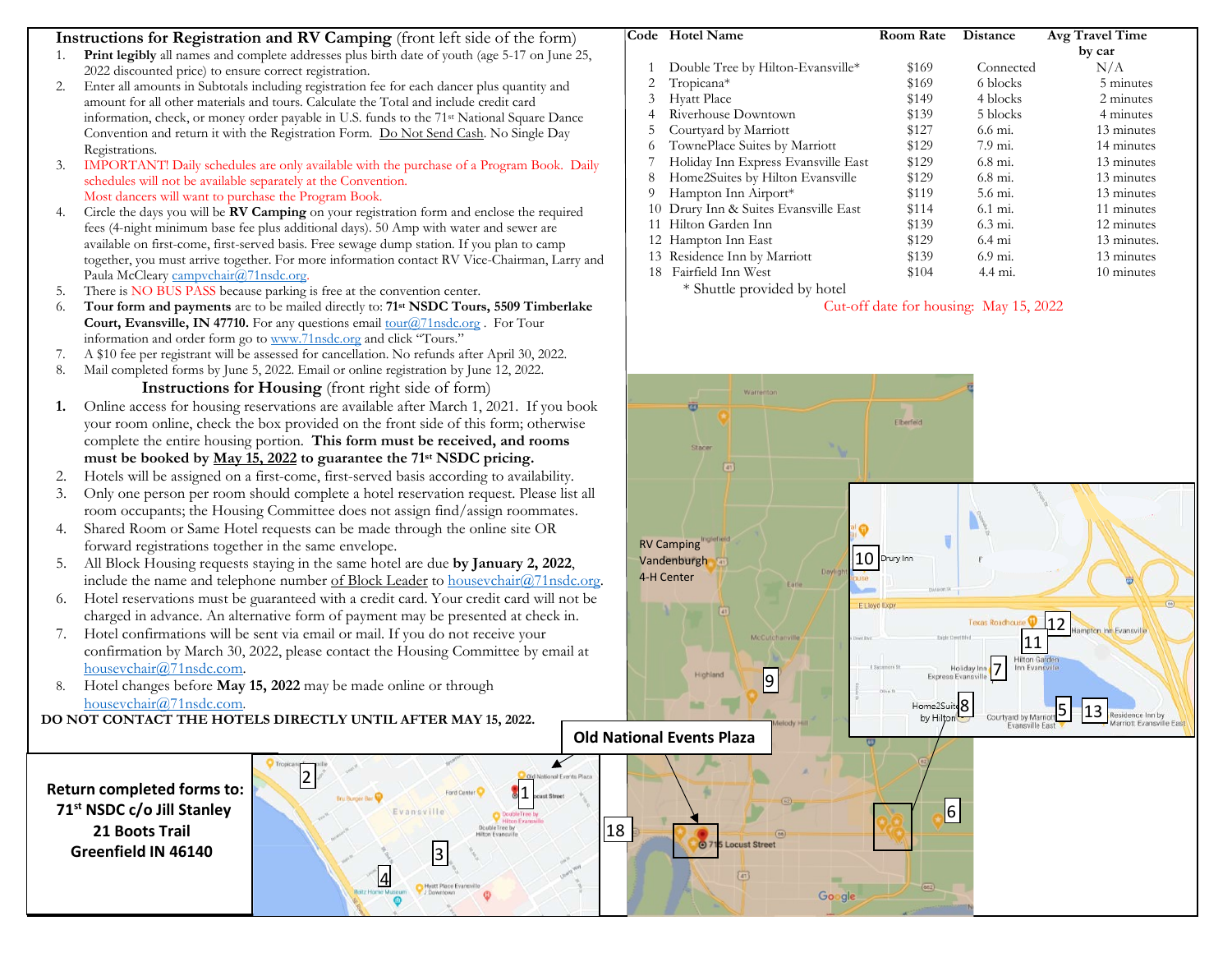**Instructions for Registration and RV Camping** (front left side of the form)

1. **Print legibly** all names and complete addresses plus birth date of youth (age 5-17 on June 25, 2022 discounted price) to ensure correct registration.
2. Enter all amounts in Subtotals including registration fee for each dancer plus quantity and amount for all other materials and tours. Calculate the Total and include credit card information, check, or money order payable in U.S. funds to the 71st National Square Dance Convention and return it with the Registration Form. Do Not Send Cash. No Single Day Registrations.
3. IMPORTANT! Daily schedules are only available with the purchase of a Program Book. Daily schedules will not be available separately at the Convention. Most dancers will want to purchase the Program Book.
4. Circle the days you will be **RV Camping** on your registration form and enclose the required fees (4-night minimum base fee plus additional days). 50 Amp with water and sewer are available on first-come, first-served basis. Free sewage dump station. If you plan to camp together, you must arrive together. For more information contact RV Vice-Chairman, Larry and Paula McCleary campvchair@71nsdc.org.
5. There is NO BUS PASS because parking is free at the convention center.
6. **Tour form and payments** are to be mailed directly to: **71st NSDC Tours, 5509 Timberlake Court, Evansville, IN 47710.** For any questions email tour@71nsdc.org . For Tour information and order form go to www.71nsdc.org and click "Tours."
7. A $10 fee per registrant will be assessed for cancellation. No refunds after April 30, 2022.
8. Mail completed forms by June 5, 2022. Email or online registration by June 12, 2022.

**Instructions for Housing** (front right side of form)

1. Online access for housing reservations are available after March 1, 2021. If you book your room online, check the box provided on the front side of this form; otherwise complete the entire housing portion. **This form must be received, and rooms must be booked by May 15, 2022 to guarantee the 71st NSDC pricing.**
2. Hotels will be assigned on a first-come, first-served basis according to availability.
3. Only one person per room should complete a hotel reservation request. Please list all room occupants; the Housing Committee does not assign find/assign roommates.
4. Shared Room or Same Hotel requests can be made through the online site OR forward registrations together in the same envelope.
5. All Block Housing requests staying in the same hotel are due **by January 2, 2022**, include the name and telephone number of Block Leader to housevchair@71nsdc.org.
6. Hotel reservations must be guaranteed with a credit card. Your credit card will not be charged in advance. An alternative form of payment may be presented at check in.
7. Hotel confirmations will be sent via email or mail. If you do not receive your confirmation by March 30, 2022, please contact the Housing Committee by email at housevchair@71nsdc.com.
8. Hotel changes before **May 15, 2022** may be made online or through housevchair@71nsdc.com.

**DO NOT CONTACT THE HOTELS DIRECTLY UNTIL AFTER MAY 15, 2022.**

**Return completed forms to:**
**71st NSDC c/o Jill Stanley**
**21 Boots Trail**
**Greenfield IN 46140**

| Code | Hotel Name | Room Rate | Distance | Avg Travel Time by car |
|---|---|---|---|---|
| 1 | Double Tree by Hilton-Evansville* | $169 | Connected | N/A |
| 2 | Tropicana* | $169 | 6 blocks | 5 minutes |
| 3 | Hyatt Place | $149 | 4 blocks | 2 minutes |
| 4 | Riverhouse Downtown | $139 | 5 blocks | 4 minutes |
| 5 | Courtyard by Marriott | $127 | 6.6 mi. | 13 minutes |
| 6 | TownePlace Suites by Marriott | $129 | 7.9 mi. | 14 minutes |
| 7 | Holiday Inn Express Evansville East | $129 | 6.8 mi. | 13 minutes |
| 8 | Home2Suites by Hilton Evansville | $129 | 6.8 mi. | 13 minutes |
| 9 | Hampton Inn Airport* | $119 | 5.6 mi. | 13 minutes |
| 10 | Drury Inn & Suites Evansville East | $114 | 6.1 mi. | 11 minutes |
| 11 | Hilton Garden Inn | $139 | 6.3 mi. | 12 minutes |
| 12 | Hampton Inn East | $129 | 6.4 mi | 13 minutes. |
| 13 | Residence Inn by Marriott | $139 | 6.9 mi. | 13 minutes |
| 18 | Fairfield Inn West | $104 | 4.4 mi. | 10 minutes |

\* Shuttle provided by hotel

Cut-off date for housing: May 15, 2022

RV Camping Vandenburgh 4-H Center

Old National Events Plaza

715 Locust Street